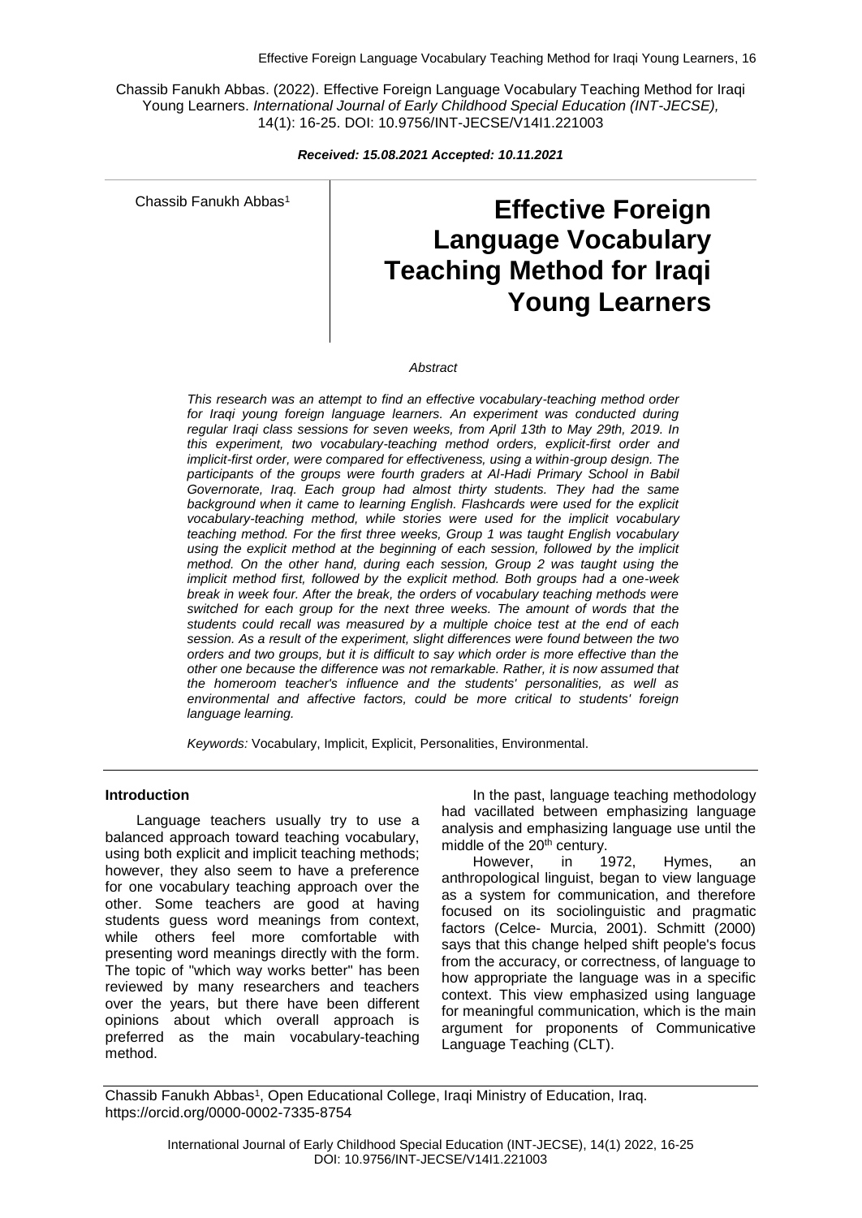Chassib Fanukh Abbas. (2022). Effective Foreign Language Vocabulary Teaching Method for Iraqi Young Learners. *International Journal of Early Childhood Special Education (INT-JECSE),* 14(1): 16-25. DOI: 10.9756/INT-JECSE/V14I1.221003

***Received: 15.08.2021 Accepted: 10.11.2021***

Chassib Fanukh Abbas[1]

# Effective Foreign Language Vocabulary Teaching Method for Iraqi Young Learners

*Abstract*

*This research was an attempt to find an effective vocabulary-teaching method order for Iraqi young foreign language learners. An experiment was conducted during regular Iraqi class sessions for seven weeks, from April 13th to May 29th, 2019. In this experiment, two vocabulary-teaching method orders, explicit-first order and implicit-first order, were compared for effectiveness, using a within-group design. The participants of the groups were fourth graders at Al-Hadi Primary School in Babil Governorate, Iraq. Each group had almost thirty students. They had the same background when it came to learning English. Flashcards were used for the explicit vocabulary-teaching method, while stories were used for the implicit vocabulary teaching method. For the first three weeks, Group 1 was taught English vocabulary using the explicit method at the beginning of each session, followed by the implicit method. On the other hand, during each session, Group 2 was taught using the implicit method first, followed by the explicit method. Both groups had a one-week break in week four. After the break, the orders of vocabulary teaching methods were switched for each group for the next three weeks. The amount of words that the students could recall was measured by a multiple choice test at the end of each session. As a result of the experiment, slight differences were found between the two orders and two groups, but it is difficult to say which order is more effective than the other one because the difference was not remarkable. Rather, it is now assumed that the homeroom teacher's influence and the students' personalities, as well as environmental and affective factors, could be more critical to students' foreign language learning.*

*Keywords:* Vocabulary, Implicit, Explicit, Personalities, Environmental.

### Introduction

Language teachers usually try to use a balanced approach toward teaching vocabulary, using both explicit and implicit teaching methods; however, they also seem to have a preference for one vocabulary teaching approach over the other. Some teachers are good at having students guess word meanings from context, while others feel more comfortable with presenting word meanings directly with the form. The topic of "which way works better" has been reviewed by many researchers and teachers over the years, but there have been different opinions about which overall approach is preferred as the main vocabulary-teaching method.

In the past, language teaching methodology had vacillated between emphasizing language analysis and emphasizing language use until the middle of the 20th century.

However, in 1972, Hymes, an anthropological linguist, began to view language as a system for communication, and therefore focused on its sociolinguistic and pragmatic factors (Celce- Murcia, 2001). Schmitt (2000) says that this change helped shift people's focus from the accuracy, or correctness, of language to how appropriate the language was in a specific context. This view emphasized using language for meaningful communication, which is the main argument for proponents of Communicative Language Teaching (CLT).

Chassib Fanukh Abbas[1], Open Educational College, Iraqi Ministry of Education, Iraq. https://orcid.org/0000-0002-7335-8754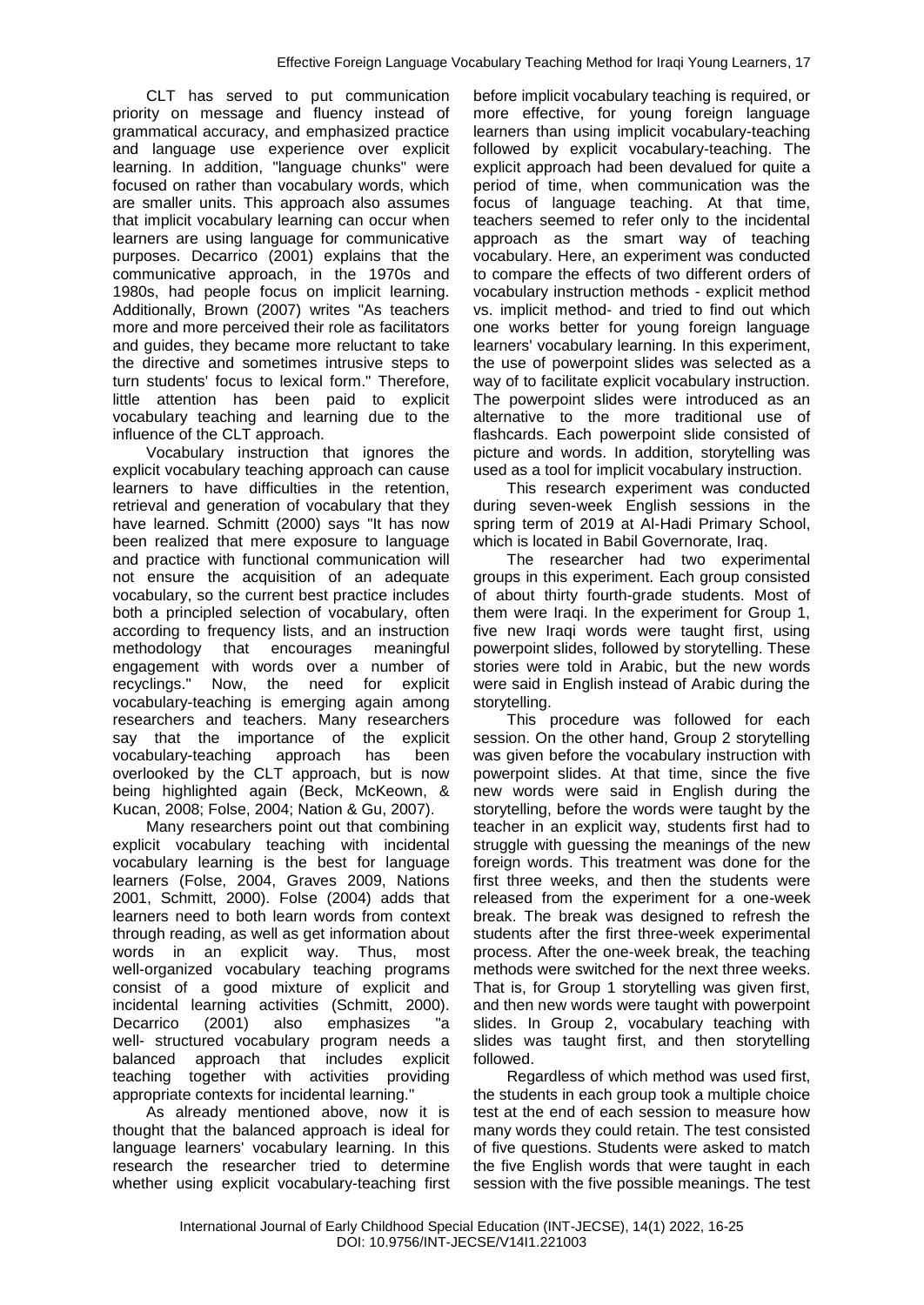CLT has served to put communication priority on message and fluency instead of grammatical accuracy, and emphasized practice and language use experience over explicit learning. In addition, "language chunks" were focused on rather than vocabulary words, which are smaller units. This approach also assumes that implicit vocabulary learning can occur when learners are using language for communicative purposes. Decarrico (2001) explains that the communicative approach, in the 1970s and 1980s, had people focus on implicit learning. Additionally, Brown (2007) writes "As teachers more and more perceived their role as facilitators and guides, they became more reluctant to take the directive and sometimes intrusive steps to turn students' focus to lexical form." Therefore, little attention has been paid to explicit vocabulary teaching and learning due to the influence of the CLT approach.

Vocabulary instruction that ignores the explicit vocabulary teaching approach can cause learners to have difficulties in the retention, retrieval and generation of vocabulary that they have learned. Schmitt (2000) says "It has now been realized that mere exposure to language and practice with functional communication will not ensure the acquisition of an adequate vocabulary, so the current best practice includes both a principled selection of vocabulary, often according to frequency lists, and an instruction methodology that encourages meaningful engagement with words over a number of recyclings." Now, the need for explicit vocabulary-teaching is emerging again among researchers and teachers. Many researchers say that the importance of the explicit vocabulary-teaching approach has been overlooked by the CLT approach, but is now being highlighted again (Beck, McKeown, & Kucan, 2008; Folse, 2004; Nation & Gu, 2007).

Many researchers point out that combining explicit vocabulary teaching with incidental vocabulary learning is the best for language learners (Folse, 2004, Graves 2009, Nations 2001, Schmitt, 2000). Folse (2004) adds that learners need to both learn words from context through reading, as well as get information about words in an explicit way. Thus, most well-organized vocabulary teaching programs consist of a good mixture of explicit and incidental learning activities (Schmitt, 2000). Decarrico (2001) also emphasizes "a well- structured vocabulary program needs a balanced approach that includes explicit teaching together with activities providing appropriate contexts for incidental learning."

As already mentioned above, now it is thought that the balanced approach is ideal for language learners' vocabulary learning. In this research the researcher tried to determine whether using explicit vocabulary-teaching first before implicit vocabulary teaching is required, or more effective, for young foreign language learners than using implicit vocabulary-teaching followed by explicit vocabulary-teaching. The explicit approach had been devalued for quite a period of time, when communication was the focus of language teaching. At that time, teachers seemed to refer only to the incidental approach as the smart way of teaching vocabulary. Here, an experiment was conducted to compare the effects of two different orders of vocabulary instruction methods - explicit method vs. implicit method- and tried to find out which one works better for young foreign language learners' vocabulary learning. In this experiment, the use of powerpoint slides was selected as a way of to facilitate explicit vocabulary instruction. The powerpoint slides were introduced as an alternative to the more traditional use of flashcards. Each powerpoint slide consisted of picture and words. In addition, storytelling was used as a tool for implicit vocabulary instruction.

This research experiment was conducted during seven-week English sessions in the spring term of 2019 at Al-Hadi Primary School, which is located in Babil Governorate, Iraq.

The researcher had two experimental groups in this experiment. Each group consisted of about thirty fourth-grade students. Most of them were Iraqi. In the experiment for Group 1, five new Iraqi words were taught first, using powerpoint slides, followed by storytelling. These stories were told in Arabic, but the new words were said in English instead of Arabic during the storytelling.

This procedure was followed for each session. On the other hand, Group 2 storytelling was given before the vocabulary instruction with powerpoint slides. At that time, since the five new words were said in English during the storytelling, before the words were taught by the teacher in an explicit way, students first had to struggle with guessing the meanings of the new foreign words. This treatment was done for the first three weeks, and then the students were released from the experiment for a one-week break. The break was designed to refresh the students after the first three-week experimental process. After the one-week break, the teaching methods were switched for the next three weeks. That is, for Group 1 storytelling was given first, and then new words were taught with powerpoint slides. In Group 2, vocabulary teaching with slides was taught first, and then storytelling followed.

Regardless of which method was used first, the students in each group took a multiple choice test at the end of each session to measure how many words they could retain. The test consisted of five questions. Students were asked to match the five English words that were taught in each session with the five possible meanings. The test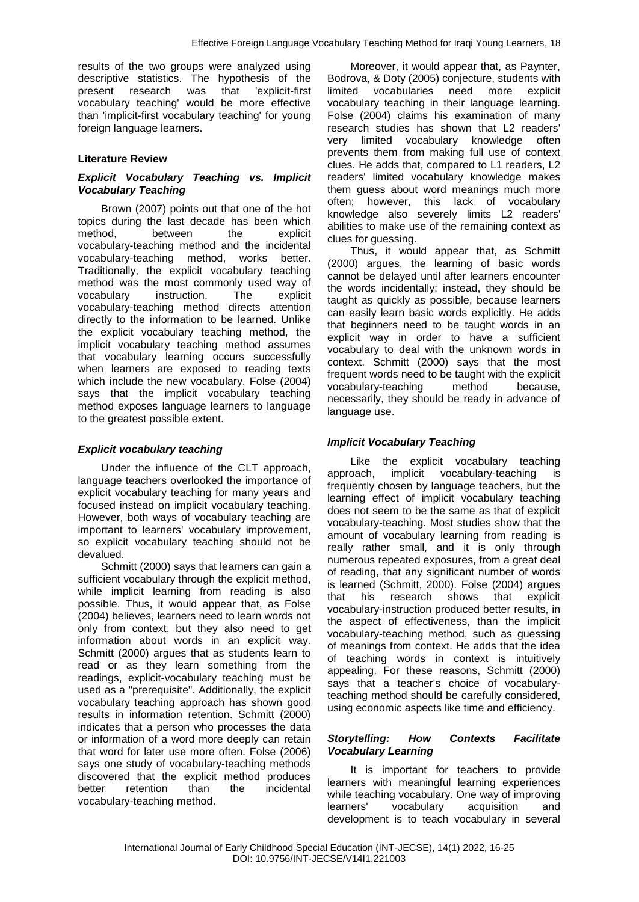results of the two groups were analyzed using descriptive statistics. The hypothesis of the present research was that 'explicit-first vocabulary teaching' would be more effective than 'implicit-first vocabulary teaching' for young foreign language learners.

## Literature Review

### *Explicit Vocabulary Teaching vs. Implicit Vocabulary Teaching*

Brown (2007) points out that one of the hot topics during the last decade has been which method, between the explicit vocabulary-teaching method and the incidental vocabulary-teaching method, works better. Traditionally, the explicit vocabulary teaching method was the most commonly used way of vocabulary instruction. The explicit vocabulary-teaching method directs attention directly to the information to be learned. Unlike the explicit vocabulary teaching method, the implicit vocabulary teaching method assumes that vocabulary learning occurs successfully when learners are exposed to reading texts which include the new vocabulary. Folse (2004) says that the implicit vocabulary teaching method exposes language learners to language to the greatest possible extent.

### *Explicit vocabulary teaching*

Under the influence of the CLT approach, language teachers overlooked the importance of explicit vocabulary teaching for many years and focused instead on implicit vocabulary teaching. However, both ways of vocabulary teaching are important to learners' vocabulary improvement, so explicit vocabulary teaching should not be devalued.

Schmitt (2000) says that learners can gain a sufficient vocabulary through the explicit method, while implicit learning from reading is also possible. Thus, it would appear that, as Folse (2004) believes, learners need to learn words not only from context, but they also need to get information about words in an explicit way. Schmitt (2000) argues that as students learn to read or as they learn something from the readings, explicit-vocabulary teaching must be used as a "prerequisite". Additionally, the explicit vocabulary teaching approach has shown good results in information retention. Schmitt (2000) indicates that a person who processes the data or information of a word more deeply can retain that word for later use more often. Folse (2006) says one study of vocabulary-teaching methods discovered that the explicit method produces better retention than the incidental vocabulary-teaching method.

Moreover, it would appear that, as Paynter, Bodrova, & Doty (2005) conjecture, students with limited vocabularies need more explicit vocabulary teaching in their language learning. Folse (2004) claims his examination of many research studies has shown that L2 readers' very limited vocabulary knowledge often prevents them from making full use of context clues. He adds that, compared to L1 readers, L2 readers' limited vocabulary knowledge makes them guess about word meanings much more often; however, this lack of vocabulary knowledge also severely limits L2 readers' abilities to make use of the remaining context as clues for guessing.

Thus, it would appear that, as Schmitt (2000) argues, the learning of basic words cannot be delayed until after learners encounter the words incidentally; instead, they should be taught as quickly as possible, because learners can easily learn basic words explicitly. He adds that beginners need to be taught words in an explicit way in order to have a sufficient vocabulary to deal with the unknown words in context. Schmitt (2000) says that the most frequent words need to be taught with the explicit vocabulary-teaching method because, necessarily, they should be ready in advance of language use.

### *Implicit Vocabulary Teaching*

Like the explicit vocabulary teaching approach, implicit vocabulary-teaching is frequently chosen by language teachers, but the learning effect of implicit vocabulary teaching does not seem to be the same as that of explicit vocabulary-teaching. Most studies show that the amount of vocabulary learning from reading is really rather small, and it is only through numerous repeated exposures, from a great deal of reading, that any significant number of words is learned (Schmitt, 2000). Folse (2004) argues that his research shows that explicit vocabulary-instruction produced better results, in the aspect of effectiveness, than the implicit vocabulary-teaching method, such as guessing of meanings from context. He adds that the idea of teaching words in context is intuitively appealing. For these reasons, Schmitt (2000) says that a teacher's choice of vocabulary-teaching method should be carefully considered, using economic aspects like time and efficiency.

### *Storytelling: How Contexts Facilitate Vocabulary Learning*

It is important for teachers to provide learners with meaningful learning experiences while teaching vocabulary. One way of improving learners' vocabulary acquisition and development is to teach vocabulary in several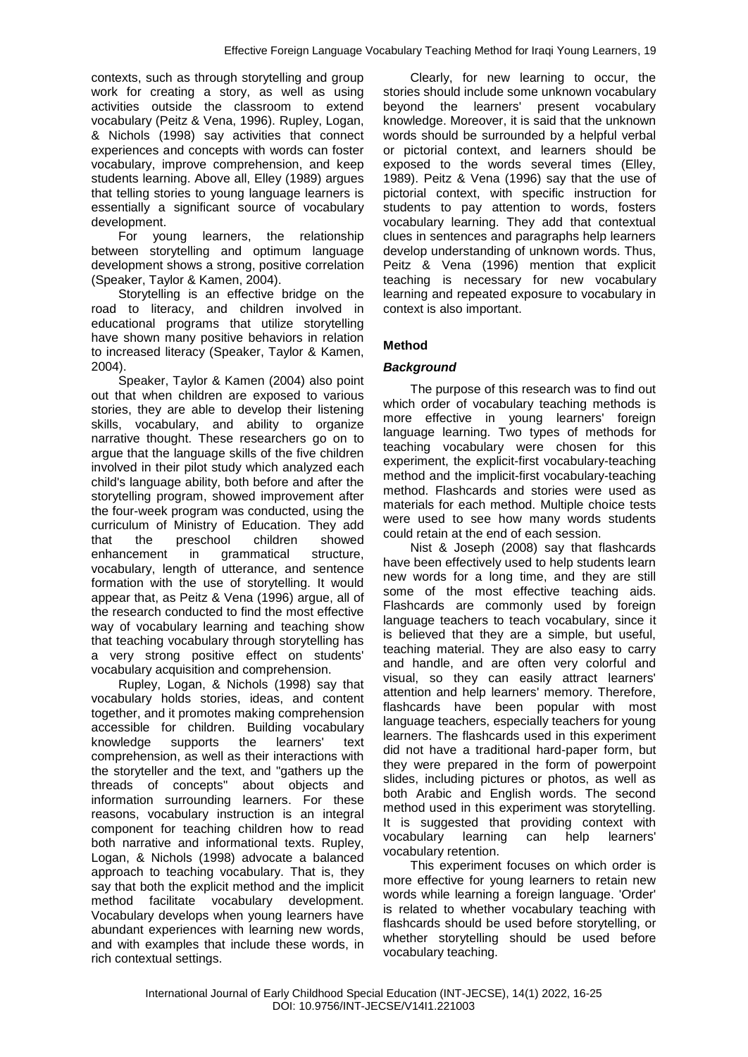contexts, such as through storytelling and group work for creating a story, as well as using activities outside the classroom to extend vocabulary (Peitz & Vena, 1996). Rupley, Logan, & Nichols (1998) say activities that connect experiences and concepts with words can foster vocabulary, improve comprehension, and keep students learning. Above all, Elley (1989) argues that telling stories to young language learners is essentially a significant source of vocabulary development.

For young learners, the relationship between storytelling and optimum language development shows a strong, positive correlation (Speaker, Taylor & Kamen, 2004).

Storytelling is an effective bridge on the road to literacy, and children involved in educational programs that utilize storytelling have shown many positive behaviors in relation to increased literacy (Speaker, Taylor & Kamen, 2004).

Speaker, Taylor & Kamen (2004) also point out that when children are exposed to various stories, they are able to develop their listening skills, vocabulary, and ability to organize narrative thought. These researchers go on to argue that the language skills of the five children involved in their pilot study which analyzed each child's language ability, both before and after the storytelling program, showed improvement after the four-week program was conducted, using the curriculum of Ministry of Education. They add that the preschool children showed enhancement in grammatical structure, vocabulary, length of utterance, and sentence formation with the use of storytelling. It would appear that, as Peitz & Vena (1996) argue, all of the research conducted to find the most effective way of vocabulary learning and teaching show that teaching vocabulary through storytelling has a very strong positive effect on students' vocabulary acquisition and comprehension.

Rupley, Logan, & Nichols (1998) say that vocabulary holds stories, ideas, and content together, and it promotes making comprehension accessible for children. Building vocabulary knowledge supports the learners' text comprehension, as well as their interactions with the storyteller and the text, and "gathers up the threads of concepts" about objects and information surrounding learners. For these reasons, vocabulary instruction is an integral component for teaching children how to read both narrative and informational texts. Rupley, Logan, & Nichols (1998) advocate a balanced approach to teaching vocabulary. That is, they say that both the explicit method and the implicit method facilitate vocabulary development. Vocabulary develops when young learners have abundant experiences with learning new words, and with examples that include these words, in rich contextual settings.

Clearly, for new learning to occur, the stories should include some unknown vocabulary beyond the learners' present vocabulary knowledge. Moreover, it is said that the unknown words should be surrounded by a helpful verbal or pictorial context, and learners should be exposed to the words several times (Elley, 1989). Peitz & Vena (1996) say that the use of pictorial context, with specific instruction for students to pay attention to words, fosters vocabulary learning. They add that contextual clues in sentences and paragraphs help learners develop understanding of unknown words. Thus, Peitz & Vena (1996) mention that explicit teaching is necessary for new vocabulary learning and repeated exposure to vocabulary in context is also important.

## Method

### *Background*

The purpose of this research was to find out which order of vocabulary teaching methods is more effective in young learners' foreign language learning. Two types of methods for teaching vocabulary were chosen for this experiment, the explicit-first vocabulary-teaching method and the implicit-first vocabulary-teaching method. Flashcards and stories were used as materials for each method. Multiple choice tests were used to see how many words students could retain at the end of each session.

Nist & Joseph (2008) say that flashcards have been effectively used to help students learn new words for a long time, and they are still some of the most effective teaching aids. Flashcards are commonly used by foreign language teachers to teach vocabulary, since it is believed that they are a simple, but useful, teaching material. They are also easy to carry and handle, and are often very colorful and visual, so they can easily attract learners' attention and help learners' memory. Therefore, flashcards have been popular with most language teachers, especially teachers for young learners. The flashcards used in this experiment did not have a traditional hard-paper form, but they were prepared in the form of powerpoint slides, including pictures or photos, as well as both Arabic and English words. The second method used in this experiment was storytelling. It is suggested that providing context with vocabulary learning can help learners' vocabulary retention.

This experiment focuses on which order is more effective for young learners to retain new words while learning a foreign language. 'Order' is related to whether vocabulary teaching with flashcards should be used before storytelling, or whether storytelling should be used before vocabulary teaching.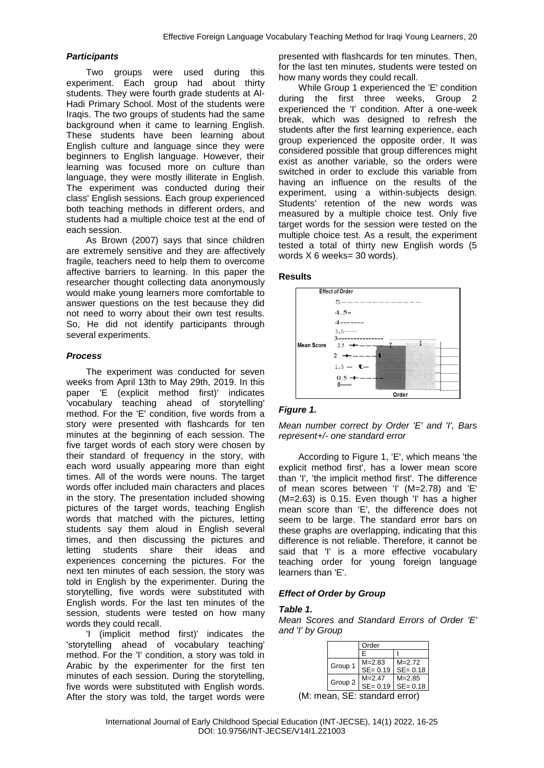### *Participants*

Two groups were used during this experiment. Each group had about thirty students. They were fourth grade students at Al-Hadi Primary School. Most of the students were Iraqis. The two groups of students had the same background when it came to learning English. These students have been learning about English culture and language since they were beginners to English language. However, their learning was focused more on culture than language, they were mostly illiterate in English. The experiment was conducted during their class' English sessions. Each group experienced both teaching methods in different orders, and students had a multiple choice test at the end of each session.

As Brown (2007) says that since children are extremely sensitive and they are affectively fragile, teachers need to help them to overcome affective barriers to learning. In this paper the researcher thought collecting data anonymously would make young learners more comfortable to answer questions on the test because they did not need to worry about their own test results. So, He did not identify participants through several experiments.

### *Process*

The experiment was conducted for seven weeks from April 13th to May 29th, 2019. In this paper 'E (explicit method first)' indicates 'vocabulary teaching ahead of storytelling' method. For the 'E' condition, five words from a story were presented with flashcards for ten minutes at the beginning of each session. The five target words of each story were chosen by their standard of frequency in the story, with each word usually appearing more than eight times. All of the words were nouns. The target words offer included main characters and places in the story. The presentation included showing pictures of the target words, teaching English words that matched with the pictures, letting students say them aloud in English several times, and then discussing the pictures and letting students share their ideas and experiences concerning the pictures. For the next ten minutes of each session, the story was told in English by the experimenter. During the storytelling, five words were substituted with English words. For the last ten minutes of the session, students were tested on how many words they could recall.

'I (implicit method first)' indicates the 'storytelling ahead of vocabulary teaching' method. For the 'I' condition, a story was told in Arabic by the experimenter for the first ten minutes of each session. During the storytelling, five words were substituted with English words. After the story was told, the target words were presented with flashcards for ten minutes. Then, for the last ten minutes, students were tested on how many words they could recall.

While Group 1 experienced the 'E' condition during the first three weeks, Group 2 experienced the 'I' condition. After a one-week break, which was designed to refresh the students after the first learning experience, each group experienced the opposite order. It was considered possible that group differences might exist as another variable, so the orders were switched in order to exclude this variable from having an influence on the results of the experiment, using a within-subjects design. Students' retention of the new words was measured by a multiple choice test. Only five target words for the session were tested on the multiple choice test. As a result, the experiment tested a total of thirty new English words (5 words X 6 weeks= 30 words).

### **Results**

*Figure 1.*

*Mean number correct by Order 'E' and 'I', Bars represent+/- one standard error*

According to Figure 1, 'E', which means 'the explicit method first', has a lower mean score than 'I', 'the implicit method first'. The difference of mean scores between 'I' (M=2.78) and 'E' (M=2.63) is 0.15. Even though 'I' has a higher mean score than 'E', the difference does not seem to be large. The standard error bars on these graphs are overlapping, indicating that this difference is not reliable. Therefore, it cannot be said that 'I' is a more effective vocabulary teaching order for young foreign language learners than 'E'.

### *Effect of Order by Group*

***Table 1.***

*Mean Scores and Standard Errors of Order 'E' and 'I' by Group*

| | Order | |
|---|---|---|
| | E | I |
| Group 1 | M=2.83<br>SE= 0.19 | M=2.72<br>SE= 0.18 |
| Group 2 | M=2.47<br>SE= 0.19 | M=2.85<br>SE= 0.18 |

(M: mean, SE: standard error)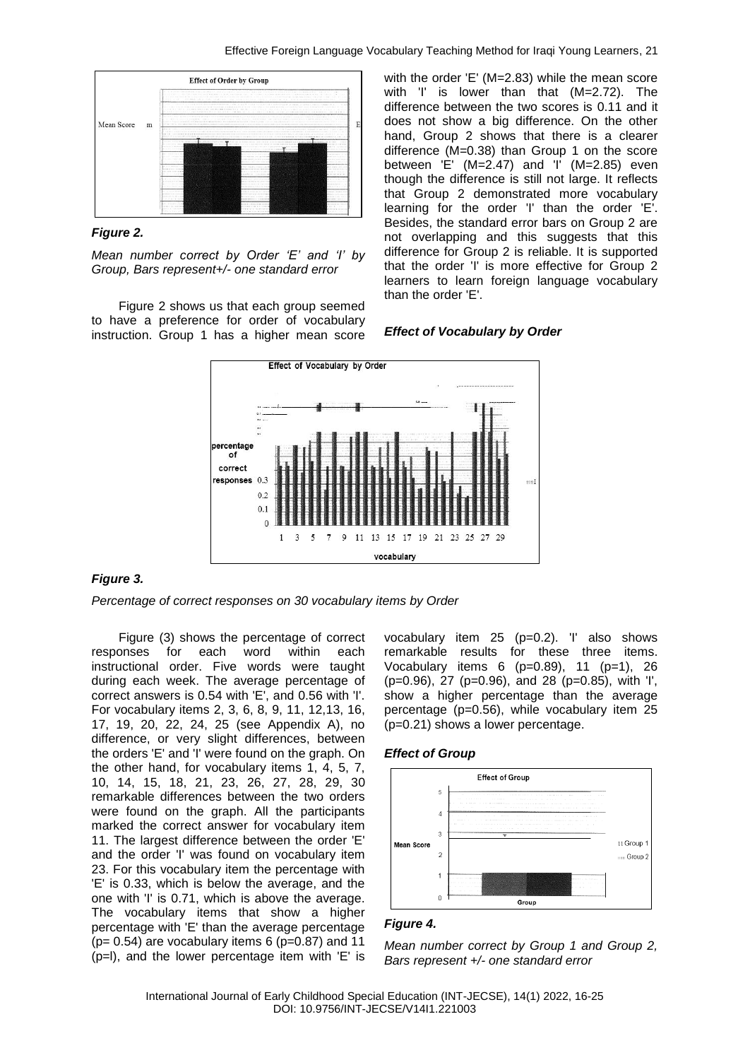*Figure 2.*

*Mean number correct by Order 'E' and 'I' by Group, Bars represent+/- one standard error*

Figure 2 shows us that each group seemed to have a preference for order of vocabulary instruction. Group 1 has a higher mean score with the order 'E' (M=2.83) while the mean score with 'I' is lower than that (M=2.72). The difference between the two scores is 0.11 and it does not show a big difference. On the other hand, Group 2 shows that there is a clearer difference (M=0.38) than Group 1 on the score between 'E' (M=2.47) and 'I' (M=2.85) even though the difference is still not large. It reflects that Group 2 demonstrated more vocabulary learning for the order 'I' than the order 'E'. Besides, the standard error bars on Group 2 are not overlapping and this suggests that this difference for Group 2 is reliable. It is supported that the order 'I' is more effective for Group 2 learners to learn foreign language vocabulary than the order 'E'.

### *Effect of Vocabulary by Order*

*Figure 3.*

*Percentage of correct responses on 30 vocabulary items by Order*

Figure (3) shows the percentage of correct responses for each word within each instructional order. Five words were taught during each week. The average percentage of correct answers is 0.54 with 'E', and 0.56 with 'I'. For vocabulary items 2, 3, 6, 8, 9, 11, 12,13, 16, 17, 19, 20, 22, 24, 25 (see Appendix A), no difference, or very slight differences, between the orders 'E' and 'I' were found on the graph. On the other hand, for vocabulary items 1, 4, 5, 7, 10, 14, 15, 18, 21, 23, 26, 27, 28, 29, 30 remarkable differences between the two orders were found on the graph. All the participants marked the correct answer for vocabulary item 11. The largest difference between the order 'E' and the order 'I' was found on vocabulary item 23. For this vocabulary item the percentage with 'E' is 0.33, which is below the average, and the one with 'I' is 0.71, which is above the average. The vocabulary items that show a higher percentage with 'E' than the average percentage (p= 0.54) are vocabulary items 6 (p=0.87) and 11 (p=l), and the lower percentage item with 'E' is vocabulary item 25 (p=0.2). 'I' also shows remarkable results for these three items. Vocabulary items 6 (p=0.89), 11 (p=1), 26 (p=0.96), 27 (p=0.96), and 28 (p=0.85), with 'I', show a higher percentage than the average percentage (p=0.56), while vocabulary item 25 (p=0.21) shows a lower percentage.

### *Effect of Group*

*Figure 4.*

*Mean number correct by Group 1 and Group 2, Bars represent +/- one standard error*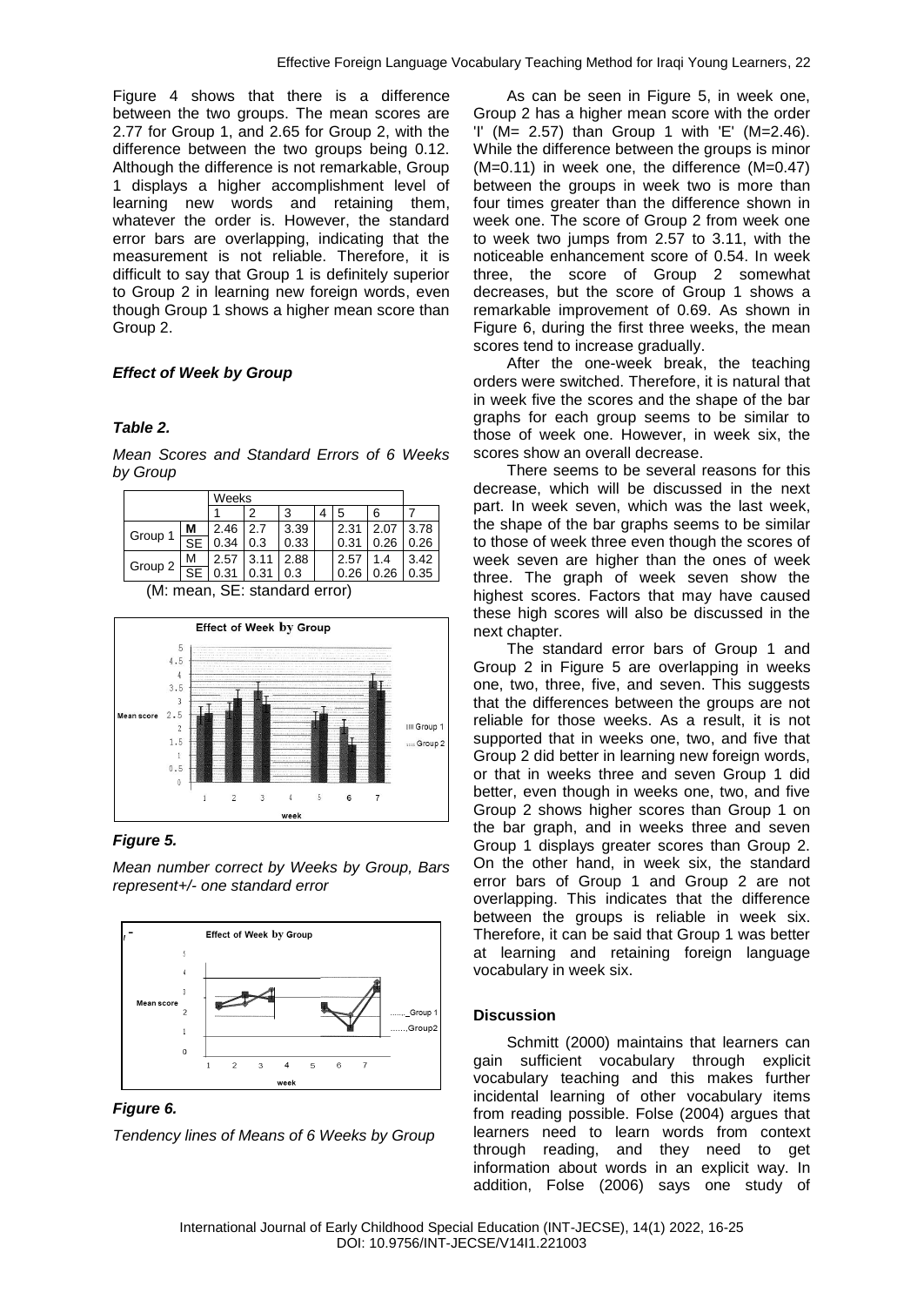Figure 4 shows that there is a difference between the two groups. The mean scores are 2.77 for Group 1, and 2.65 for Group 2, with the difference between the two groups being 0.12. Although the difference is not remarkable, Group 1 displays a higher accomplishment level of learning new words and retaining them, whatever the order is. However, the standard error bars are overlapping, indicating that the measurement is not reliable. Therefore, it is difficult to say that Group 1 is definitely superior to Group 2 in learning new foreign words, even though Group 1 shows a higher mean score than Group 2.

### *Effect of Week by Group*

***Table 2.***

*Mean Scores and Standard Errors of 6 Weeks by Group*

| | | Weeks | | | | | | |
|---|---|---|---|---|---|---|---|---|
| | | 1 | 2 | 3 | 4 | 5 | 6 | 7 |
| Group 1 | **M** | 2.46 | 2.7 | 3.39 | | 2.31 | 2.07 | 3.78 |
| | SE | 0.34 | 0.3 | 0.33 | | 0.31 | 0.26 | 0.26 |
| Group 2 | M | 2.57 | 3.11 | 2.88 | | 2.57 | 1.4 | 3.42 |
| | SE | 0.31 | 0.31 | 0.3 | | 0.26 | 0.26 | 0.35 |

(M: mean, SE: standard error)

***Figure 5.***

*Mean number correct by Weeks by Group, Bars represent+/- one standard error*

***Figure 6.***

*Tendency lines of Means of 6 Weeks by Group*

As can be seen in Figure 5, in week one, Group 2 has a higher mean score with the order 'I' (M= 2.57) than Group 1 with 'E' (M=2.46). While the difference between the groups is minor (M=0.11) in week one, the difference (M=0.47) between the groups in week two is more than four times greater than the difference shown in week one. The score of Group 2 from week one to week two jumps from 2.57 to 3.11, with the noticeable enhancement score of 0.54. In week three, the score of Group 2 somewhat decreases, but the score of Group 1 shows a remarkable improvement of 0.69. As shown in Figure 6, during the first three weeks, the mean scores tend to increase gradually.

After the one-week break, the teaching orders were switched. Therefore, it is natural that in week five the scores and the shape of the bar graphs for each group seems to be similar to those of week one. However, in week six, the scores show an overall decrease.

There seems to be several reasons for this decrease, which will be discussed in the next part. In week seven, which was the last week, the shape of the bar graphs seems to be similar to those of week three even though the scores of week seven are higher than the ones of week three. The graph of week seven show the highest scores. Factors that may have caused these high scores will also be discussed in the next chapter.

The standard error bars of Group 1 and Group 2 in Figure 5 are overlapping in weeks one, two, three, five, and seven. This suggests that the differences between the groups are not reliable for those weeks. As a result, it is not supported that in weeks one, two, and five that Group 2 did better in learning new foreign words, or that in weeks three and seven Group 1 did better, even though in weeks one, two, and five Group 2 shows higher scores than Group 1 on the bar graph, and in weeks three and seven Group 1 displays greater scores than Group 2. On the other hand, in week six, the standard error bars of Group 1 and Group 2 are not overlapping. This indicates that the difference between the groups is reliable in week six. Therefore, it can be said that Group 1 was better at learning and retaining foreign language vocabulary in week six.

### **Discussion**

Schmitt (2000) maintains that learners can gain sufficient vocabulary through explicit vocabulary teaching and this makes further incidental learning of other vocabulary items from reading possible. Folse (2004) argues that learners need to learn words from context through reading, and they need to get information about words in an explicit way. In addition, Folse (2006) says one study of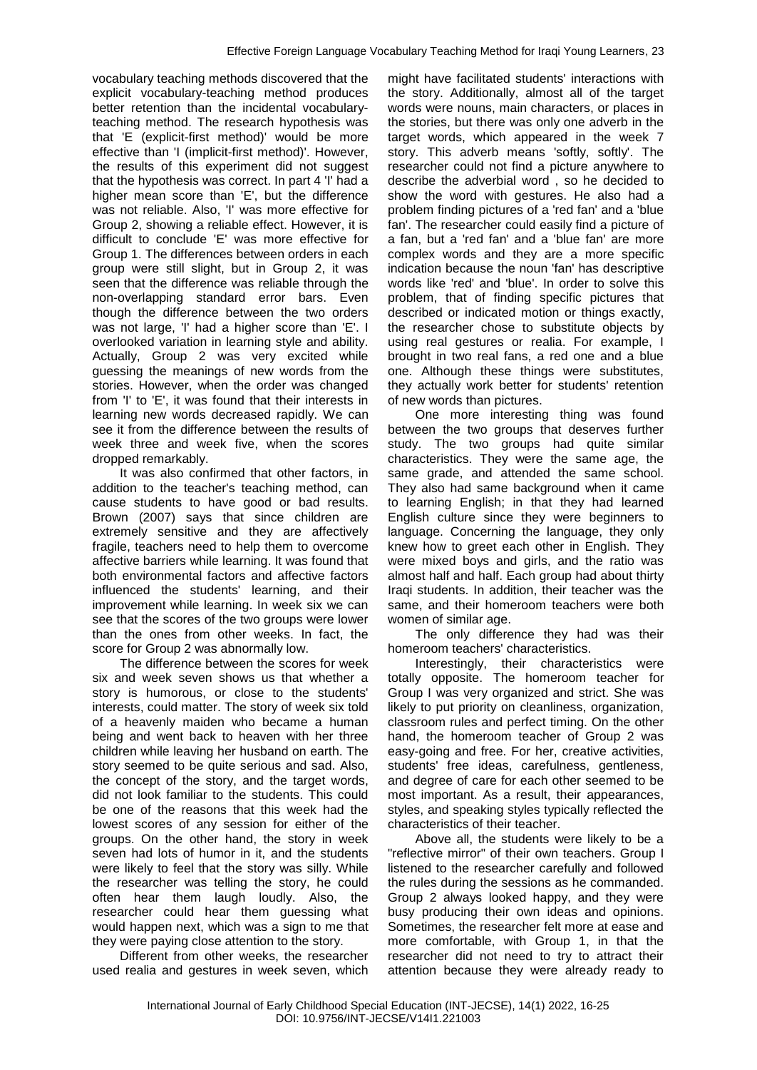vocabulary teaching methods discovered that the explicit vocabulary-teaching method produces better retention than the incidental vocabulary-teaching method. The research hypothesis was that 'E (explicit-first method)' would be more effective than 'I (implicit-first method)'. However, the results of this experiment did not suggest that the hypothesis was correct. In part 4 'I' had a higher mean score than 'E', but the difference was not reliable. Also, 'I' was more effective for Group 2, showing a reliable effect. However, it is difficult to conclude 'E' was more effective for Group 1. The differences between orders in each group were still slight, but in Group 2, it was seen that the difference was reliable through the non-overlapping standard error bars. Even though the difference between the two orders was not large, 'I' had a higher score than 'E'. I overlooked variation in learning style and ability. Actually, Group 2 was very excited while guessing the meanings of new words from the stories. However, when the order was changed from 'I' to 'E', it was found that their interests in learning new words decreased rapidly. We can see it from the difference between the results of week three and week five, when the scores dropped remarkably.

It was also confirmed that other factors, in addition to the teacher's teaching method, can cause students to have good or bad results. Brown (2007) says that since children are extremely sensitive and they are affectively fragile, teachers need to help them to overcome affective barriers while learning. It was found that both environmental factors and affective factors influenced the students' learning, and their improvement while learning. In week six we can see that the scores of the two groups were lower than the ones from other weeks. In fact, the score for Group 2 was abnormally low.

The difference between the scores for week six and week seven shows us that whether a story is humorous, or close to the students' interests, could matter. The story of week six told of a heavenly maiden who became a human being and went back to heaven with her three children while leaving her husband on earth. The story seemed to be quite serious and sad. Also, the concept of the story, and the target words, did not look familiar to the students. This could be one of the reasons that this week had the lowest scores of any session for either of the groups. On the other hand, the story in week seven had lots of humor in it, and the students were likely to feel that the story was silly. While the researcher was telling the story, he could often hear them laugh loudly. Also, the researcher could hear them guessing what would happen next, which was a sign to me that they were paying close attention to the story.

Different from other weeks, the researcher used realia and gestures in week seven, which might have facilitated students' interactions with the story. Additionally, almost all of the target words were nouns, main characters, or places in the stories, but there was only one adverb in the target words, which appeared in the week 7 story. This adverb means 'softly, softly'. The researcher could not find a picture anywhere to describe the adverbial word , so he decided to show the word with gestures. He also had a problem finding pictures of a 'red fan' and a 'blue fan'. The researcher could easily find a picture of a fan, but a 'red fan' and a 'blue fan' are more complex words and they are a more specific indication because the noun 'fan' has descriptive words like 'red' and 'blue'. In order to solve this problem, that of finding specific pictures that described or indicated motion or things exactly, the researcher chose to substitute objects by using real gestures or realia. For example, I brought in two real fans, a red one and a blue one. Although these things were substitutes, they actually work better for students' retention of new words than pictures.

One more interesting thing was found between the two groups that deserves further study. The two groups had quite similar characteristics. They were the same age, the same grade, and attended the same school. They also had same background when it came to learning English; in that they had learned English culture since they were beginners to language. Concerning the language, they only knew how to greet each other in English. They were mixed boys and girls, and the ratio was almost half and half. Each group had about thirty Iraqi students. In addition, their teacher was the same, and their homeroom teachers were both women of similar age.

The only difference they had was their homeroom teachers' characteristics.

Interestingly, their characteristics were totally opposite. The homeroom teacher for Group I was very organized and strict. She was likely to put priority on cleanliness, organization, classroom rules and perfect timing. On the other hand, the homeroom teacher of Group 2 was easy-going and free. For her, creative activities, students' free ideas, carefulness, gentleness, and degree of care for each other seemed to be most important. As a result, their appearances, styles, and speaking styles typically reflected the characteristics of their teacher.

Above all, the students were likely to be a "reflective mirror" of their own teachers. Group I listened to the researcher carefully and followed the rules during the sessions as he commanded. Group 2 always looked happy, and they were busy producing their own ideas and opinions. Sometimes, the researcher felt more at ease and more comfortable, with Group 1, in that the researcher did not need to try to attract their attention because they were already ready to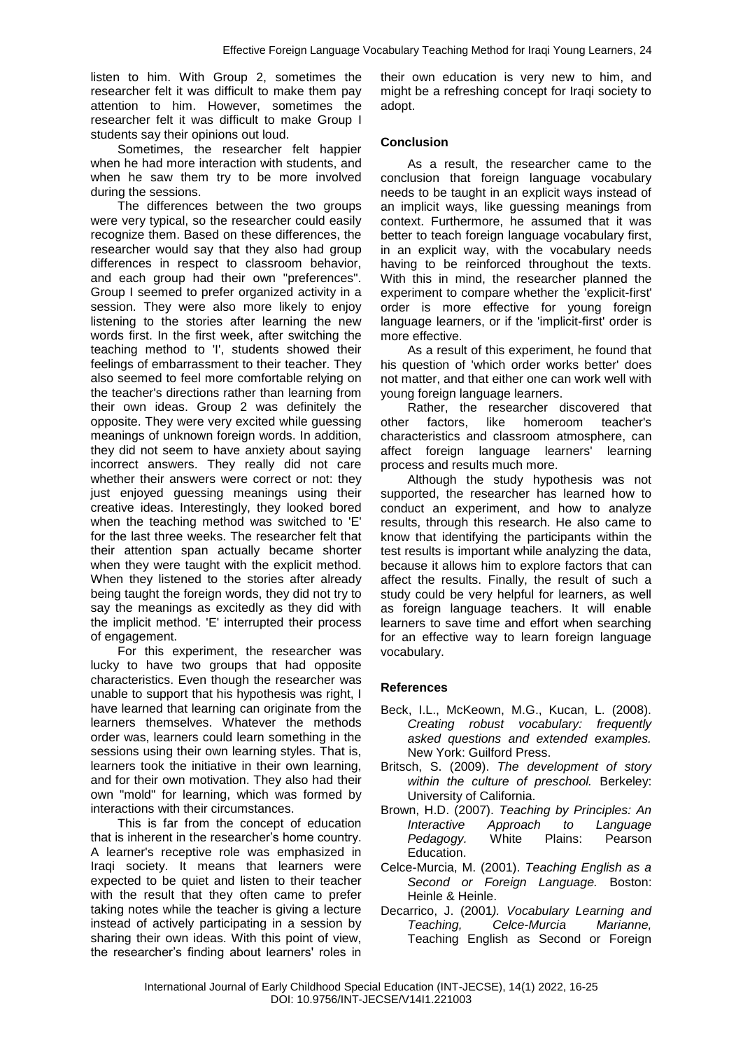listen to him. With Group 2, sometimes the researcher felt it was difficult to make them pay attention to him. However, sometimes the researcher felt it was difficult to make Group I students say their opinions out loud.

Sometimes, the researcher felt happier when he had more interaction with students, and when he saw them try to be more involved during the sessions.

The differences between the two groups were very typical, so the researcher could easily recognize them. Based on these differences, the researcher would say that they also had group differences in respect to classroom behavior, and each group had their own "preferences". Group I seemed to prefer organized activity in a session. They were also more likely to enjoy listening to the stories after learning the new words first. In the first week, after switching the teaching method to 'I', students showed their feelings of embarrassment to their teacher. They also seemed to feel more comfortable relying on the teacher's directions rather than learning from their own ideas. Group 2 was definitely the opposite. They were very excited while guessing meanings of unknown foreign words. In addition, they did not seem to have anxiety about saying incorrect answers. They really did not care whether their answers were correct or not: they just enjoyed guessing meanings using their creative ideas. Interestingly, they looked bored when the teaching method was switched to 'E' for the last three weeks. The researcher felt that their attention span actually became shorter when they were taught with the explicit method. When they listened to the stories after already being taught the foreign words, they did not try to say the meanings as excitedly as they did with the implicit method. 'E' interrupted their process of engagement.

For this experiment, the researcher was lucky to have two groups that had opposite characteristics. Even though the researcher was unable to support that his hypothesis was right, I have learned that learning can originate from the learners themselves. Whatever the methods order was, learners could learn something in the sessions using their own learning styles. That is, learners took the initiative in their own learning, and for their own motivation. They also had their own "mold" for learning, which was formed by interactions with their circumstances.

This is far from the concept of education that is inherent in the researcher's home country. A learner's receptive role was emphasized in Iraqi society. It means that learners were expected to be quiet and listen to their teacher with the result that they often came to prefer taking notes while the teacher is giving a lecture instead of actively participating in a session by sharing their own ideas. With this point of view, the researcher's finding about learners' roles in their own education is very new to him, and might be a refreshing concept for Iraqi society to adopt.

## Conclusion

As a result, the researcher came to the conclusion that foreign language vocabulary needs to be taught in an explicit ways instead of an implicit ways, like guessing meanings from context. Furthermore, he assumed that it was better to teach foreign language vocabulary first, in an explicit way, with the vocabulary needs having to be reinforced throughout the texts. With this in mind, the researcher planned the experiment to compare whether the 'explicit-first' order is more effective for young foreign language learners, or if the 'implicit-first' order is more effective.

As a result of this experiment, he found that his question of 'which order works better' does not matter, and that either one can work well with young foreign language learners.

Rather, the researcher discovered that other factors, like homeroom teacher's characteristics and classroom atmosphere, can affect foreign language learners' learning process and results much more.

Although the study hypothesis was not supported, the researcher has learned how to conduct an experiment, and how to analyze results, through this research. He also came to know that identifying the participants within the test results is important while analyzing the data, because it allows him to explore factors that can affect the results. Finally, the result of such a study could be very helpful for learners, as well as foreign language teachers. It will enable learners to save time and effort when searching for an effective way to learn foreign language vocabulary.

## References

Beck, I.L., McKeown, M.G., Kucan, L. (2008). *Creating robust vocabulary: frequently asked questions and extended examples.* New York: Guilford Press.

Britsch, S. (2009). *The development of story within the culture of preschool.* Berkeley: University of California.

Brown, H.D. (2007). *Teaching by Principles: An Interactive Approach to Language Pedagogy.* White Plains: Pearson Education.

Celce-Murcia, M. (2001). *Teaching English as a Second or Foreign Language.* Boston: Heinle & Heinle.

Decarrico, J. (2001*). Vocabulary Learning and Teaching, Celce-Murcia Marianne,* Teaching English as Second or Foreign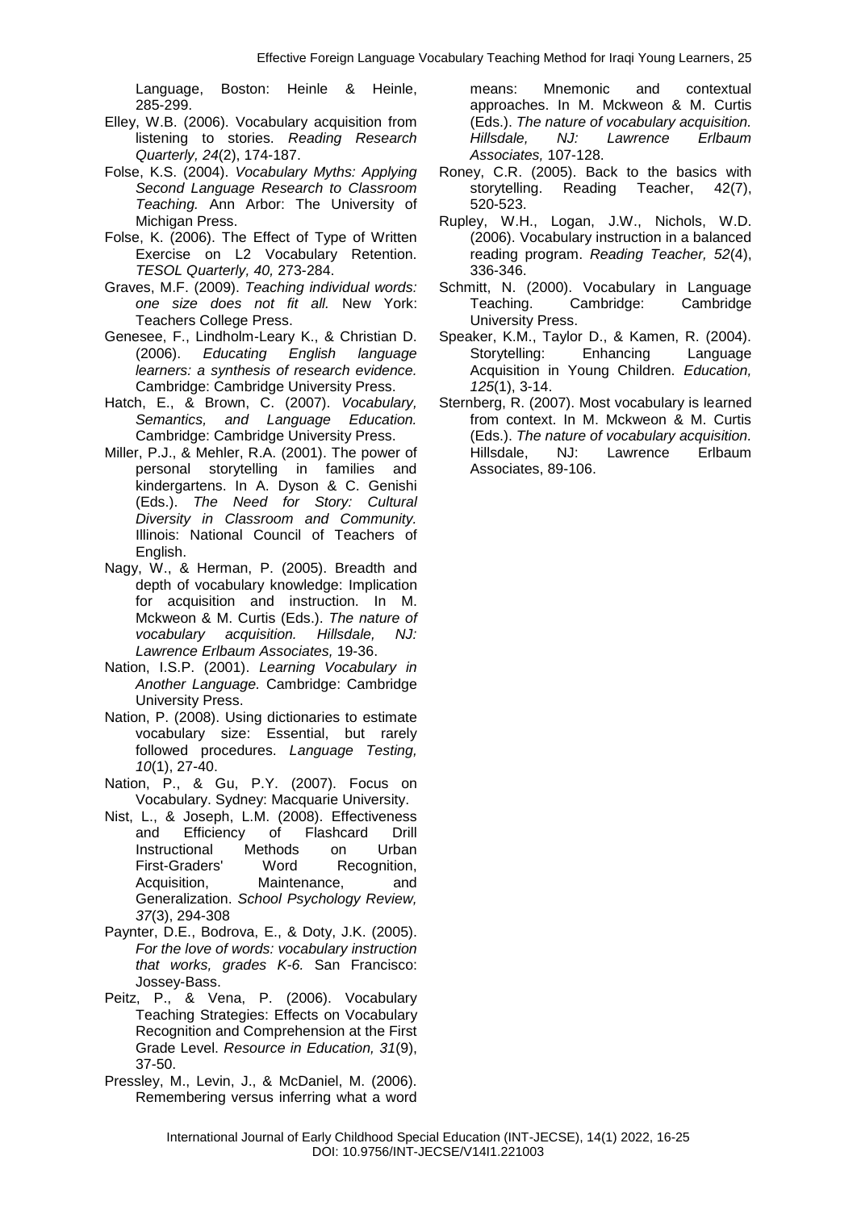Language, Boston: Heinle & Heinle, 285-299.

Elley, W.B. (2006). Vocabulary acquisition from listening to stories. *Reading Research Quarterly, 24*(2), 174-187.

Folse, K.S. (2004). *Vocabulary Myths: Applying Second Language Research to Classroom Teaching.* Ann Arbor: The University of Michigan Press.

Folse, K. (2006). The Effect of Type of Written Exercise on L2 Vocabulary Retention. *TESOL Quarterly, 40,* 273-284.

Graves, M.F. (2009). *Teaching individual words: one size does not fit all.* New York: Teachers College Press.

Genesee, F., Lindholm-Leary K., & Christian D. (2006). *Educating English language learners: a synthesis of research evidence.* Cambridge: Cambridge University Press.

Hatch, E., & Brown, C. (2007). *Vocabulary, Semantics, and Language Education.* Cambridge: Cambridge University Press.

Miller, P.J., & Mehler, R.A. (2001). The power of personal storytelling in families and kindergartens. In A. Dyson & C. Genishi (Eds.). *The Need for Story: Cultural Diversity in Classroom and Community.* Illinois: National Council of Teachers of English.

Nagy, W., & Herman, P. (2005). Breadth and depth of vocabulary knowledge: Implication for acquisition and instruction. In M. Mckweon & M. Curtis (Eds.). *The nature of vocabulary acquisition. Hillsdale, NJ: Lawrence Erlbaum Associates,* 19-36.

Nation, I.S.P. (2001). *Learning Vocabulary in Another Language.* Cambridge: Cambridge University Press.

Nation, P. (2008). Using dictionaries to estimate vocabulary size: Essential, but rarely followed procedures. *Language Testing, 10*(1), 27-40.

Nation, P., & Gu, P.Y. (2007). Focus on Vocabulary. Sydney: Macquarie University.

Nist, L., & Joseph, L.M. (2008). Effectiveness and Efficiency of Flashcard Drill Instructional Methods on Urban First-Graders' Word Recognition, Acquisition, Maintenance, and Generalization. *School Psychology Review, 37*(3), 294-308

Paynter, D.E., Bodrova, E., & Doty, J.K. (2005). *For the love of words: vocabulary instruction that works, grades K-6.* San Francisco: Jossey-Bass.

Peitz, P., & Vena, P. (2006). Vocabulary Teaching Strategies: Effects on Vocabulary Recognition and Comprehension at the First Grade Level. *Resource in Education, 31*(9), 37-50.

Pressley, M., Levin, J., & McDaniel, M. (2006). Remembering versus inferring what a word means: Mnemonic and contextual approaches. In M. Mckweon & M. Curtis (Eds.). *The nature of vocabulary acquisition. Hillsdale, NJ: Lawrence Erlbaum Associates,* 107-128.

Roney, C.R. (2005). Back to the basics with storytelling. Reading Teacher, 42(7), 520-523.

Rupley, W.H., Logan, J.W., Nichols, W.D. (2006). Vocabulary instruction in a balanced reading program. *Reading Teacher, 52*(4), 336-346.

Schmitt, N. (2000). Vocabulary in Language Teaching. Cambridge: Cambridge University Press.

Speaker, K.M., Taylor D., & Kamen, R. (2004). Storytelling: Enhancing Language Acquisition in Young Children. *Education, 125*(1), 3-14.

Sternberg, R. (2007). Most vocabulary is learned from context. In M. Mckweon & M. Curtis (Eds.). *The nature of vocabulary acquisition.* Hillsdale, NJ: Lawrence Erlbaum Associates, 89-106.